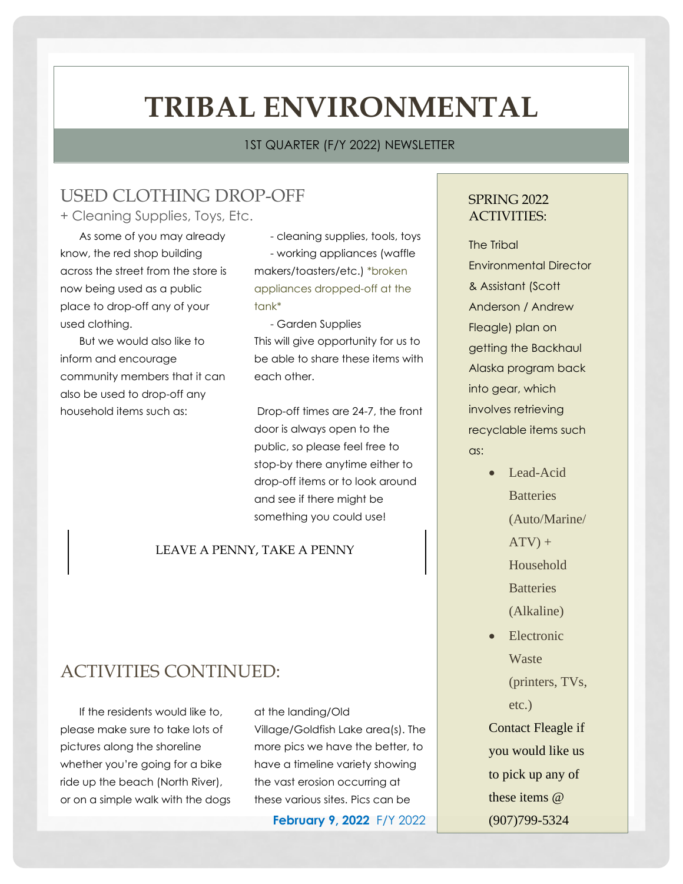# TRIBAL ENVIRONMENTAL

1ST QUARTER (F/Y 2022) NEWSLETTER

## USED CLOTHING DROP-OFF

+ Cleaning Supplies, Toys, Etc.

As some of you may already know, the red shop building across the street from the store is now being used as a public place to drop-off any of your used clothing.

But we would also like to inform and encourage community members that it can also be used to drop-off any household items such as:

- cleaning supplies, tools, toys
- working appliances (waffle makers/toasters/etc.) *broken appliances dropped-off at the tank*
- Garden Supplies

This will give opportunity for us to be able to share these items with each other.

Drop-off times are 24-7, the front door is always open to the public, so please feel free to stop-by there anytime either to drop-off items or to look around and see if there might be something you could use!

LEAVE A PENNY, TAKE A PENNY

### SPRING 2022 ACTIVITIES:

The Tribal Environmental Director & Assistant (Scott Anderson / Andrew Fleagle) plan on getting the Backhaul Alaska program back into gear, which involves retrieving recyclable items such as:

- Lead-Acid Batteries (Auto/Marine/ATV) + Household Batteries (Alkaline)
- Electronic Waste (printers, TVs, etc.)

Contact Fleagle if you would like us to pick up any of these items @ (907)799-5324

## ACTIVITIES CONTINUED:

If the residents would like to, please make sure to take lots of pictures along the shoreline whether you're going for a bike ride up the beach (North River), or on a simple walk with the dogs at the landing/Old Village/Goldfish Lake area(s). The more pics we have the better, to have a timeline variety showing the vast erosion occurring at these various sites. Pics can be

**February 9, 2022** F/Y 2022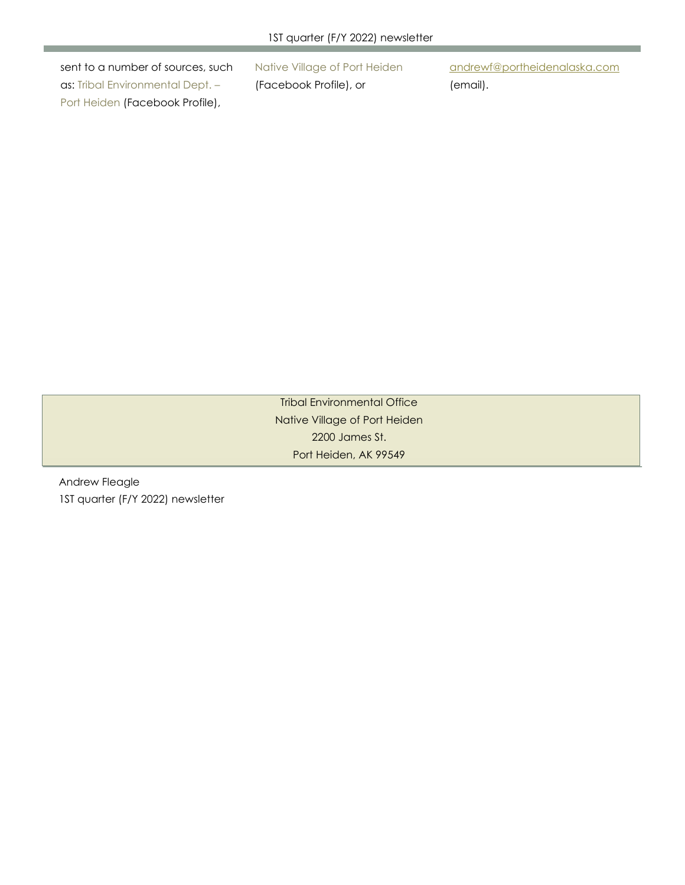sent to a number of sources, such as: Tribal Environmental Dept. – Port Heiden (Facebook Profile), Native Village of Port Heiden (Facebook Profile), or andrewf@portheidenalaska.com (email).

Tribal Environmental Office
Native Village of Port Heiden
2200 James St.
Port Heiden, AK 99549

Andrew Fleagle
1ST quarter (F/Y 2022) newsletter